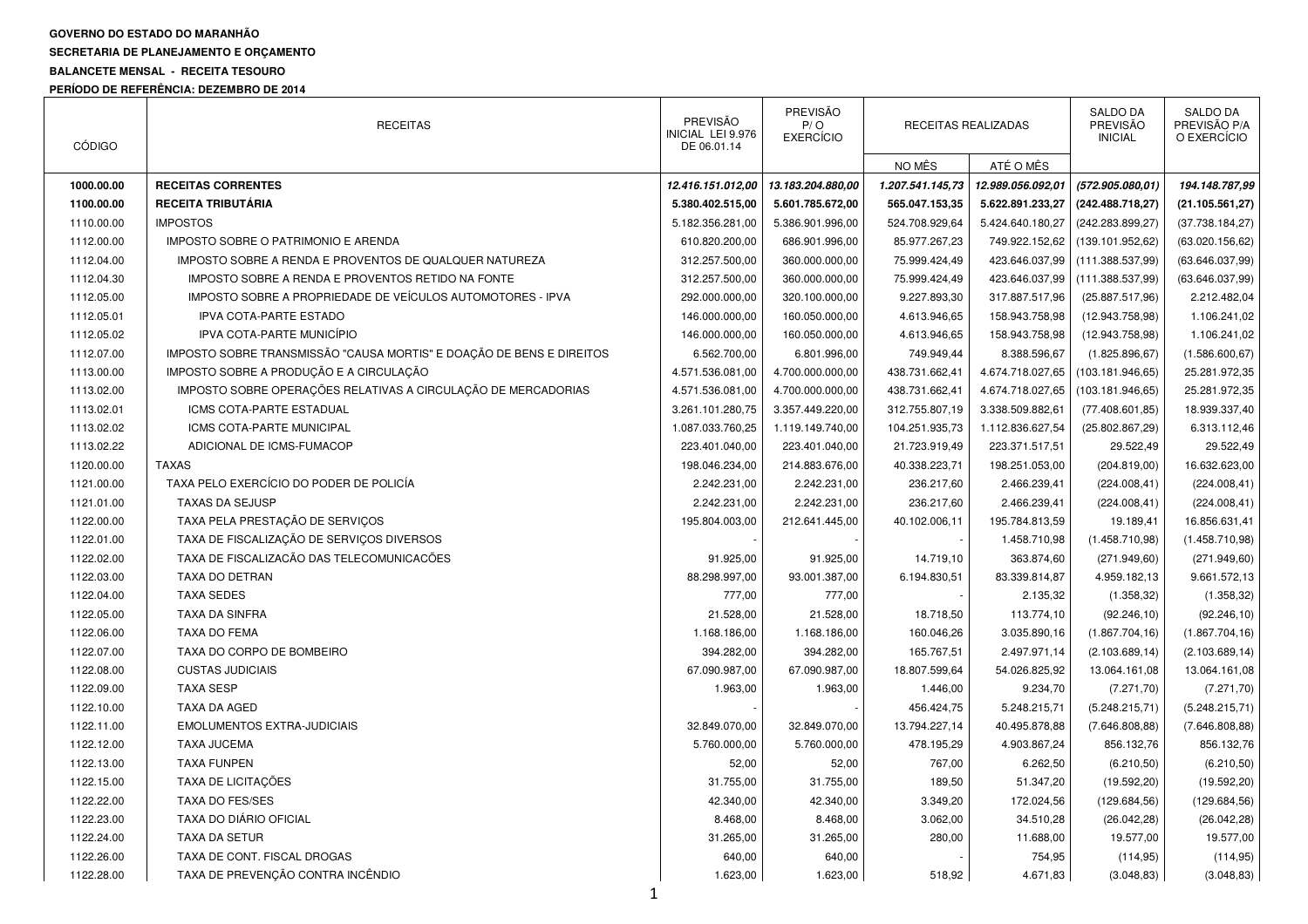**GOVERNO DO ESTADO DO MARANHÃO**

**SECRETARIA DE PLANEJAMENTO E ORÇAMENTO**

**BALANCETE MENSAL - RECEITA TESOURO**

**PERÍODO DE REFERÊNCIA: DEZEMBRO DE 2014**

| CÓDIGO | RECEITAS | PREVISÃO INICIAL LEI 9.976 DE 06.01.14 | PREVISÃO P/ O EXERCÍCIO | RECEITAS REALIZADAS | | SALDO DA PREVISÃO INICIAL | SALDO DA PREVISÃO P/A O EXERCÍCIO |
|---|---|---|---|---|---|---|---|
| | | | | NO MÊS | ATÉ O MÊS | | |
| **1000.00.00** | **RECEITAS CORRENTES** | ***12.416.151.012,00*** | ***13.183.204.880,00*** | ***1.207.541.145,73*** | ***12.989.056.092,01*** | ***(572.905.080,01)*** | ***194.148.787,99*** |
| **1100.00.00** | **RECEITA TRIBUTÁRIA** | **5.380.402.515,00** | **5.601.785.672,00** | **565.047.153,35** | **5.622.891.233,27** | **(242.488.718,27)** | **(21.105.561,27)** |
| 1110.00.00 | IMPOSTOS | 5.182.356.281,00 | 5.386.901.996,00 | 524.708.929,64 | 5.424.640.180,27 | (242.283.899,27) | (37.738.184,27) |
| 1112.00.00 | IMPOSTO SOBRE O PATRIMONIO E ARENDA | 610.820.200,00 | 686.901.996,00 | 85.977.267,23 | 749.922.152,62 | (139.101.952,62) | (63.020.156,62) |
| 1112.04.00 | IMPOSTO SOBRE A RENDA E PROVENTOS DE QUALQUER NATUREZA | 312.257.500,00 | 360.000.000,00 | 75.999.424,49 | 423.646.037,99 | (111.388.537,99) | (63.646.037,99) |
| 1112.04.30 | IMPOSTO SOBRE A RENDA E PROVENTOS RETIDO NA FONTE | 312.257.500,00 | 360.000.000,00 | 75.999.424,49 | 423.646.037,99 | (111.388.537,99) | (63.646.037,99) |
| 1112.05.00 | IMPOSTO SOBRE A PROPRIEDADE DE VEÍCULOS AUTOMOTORES - IPVA | 292.000.000,00 | 320.100.000,00 | 9.227.893,30 | 317.887.517,96 | (25.887.517,96) | 2.212.482,04 |
| 1112.05.01 | IPVA COTA-PARTE ESTADO | 146.000.000,00 | 160.050.000,00 | 4.613.946,65 | 158.943.758,98 | (12.943.758,98) | 1.106.241,02 |
| 1112.05.02 | IPVA COTA-PARTE MUNICÍPIO | 146.000.000,00 | 160.050.000,00 | 4.613.946,65 | 158.943.758,98 | (12.943.758,98) | 1.106.241,02 |
| 1112.07.00 | IMPOSTO SOBRE TRANSMISSÃO "CAUSA MORTIS" E DOAÇÃO DE BENS E DIREITOS | 6.562.700,00 | 6.801.996,00 | 749.949,44 | 8.388.596,67 | (1.825.896,67) | (1.586.600,67) |
| 1113.00.00 | IMPOSTO SOBRE A PRODUÇÃO E A CIRCULAÇÃO | 4.571.536.081,00 | 4.700.000.000,00 | 438.731.662,41 | 4.674.718.027,65 | (103.181.946,65) | 25.281.972,35 |
| 1113.02.00 | IMPOSTO SOBRE OPERAÇÕES RELATIVAS A CIRCULAÇÃO DE MERCADORIAS | 4.571.536.081,00 | 4.700.000.000,00 | 438.731.662,41 | 4.674.718.027,65 | (103.181.946,65) | 25.281.972,35 |
| 1113.02.01 | ICMS COTA-PARTE ESTADUAL | 3.261.101.280,75 | 3.357.449.220,00 | 312.755.807,19 | 3.338.509.882,61 | (77.408.601,85) | 18.939.337,40 |
| 1113.02.02 | ICMS COTA-PARTE MUNICIPAL | 1.087.033.760,25 | 1.119.149.740,00 | 104.251.935,73 | 1.112.836.627,54 | (25.802.867,29) | 6.313.112,46 |
| 1113.02.22 | ADICIONAL DE ICMS-FUMACOP | 223.401.040,00 | 223.401.040,00 | 21.723.919,49 | 223.371.517,51 | 29.522,49 | 29.522,49 |
| 1120.00.00 | TAXAS | 198.046.234,00 | 214.883.676,00 | 40.338.223,71 | 198.251.053,00 | (204.819,00) | 16.632.623,00 |
| 1121.00.00 | TAXA PELO EXERCÍCIO DO PODER DE POLICÍA | 2.242.231,00 | 2.242.231,00 | 236.217,60 | 2.466.239,41 | (224.008,41) | (224.008,41) |
| 1121.01.00 | TAXAS DA SEJUSP | 2.242.231,00 | 2.242.231,00 | 236.217,60 | 2.466.239,41 | (224.008,41) | (224.008,41) |
| 1122.00.00 | TAXA PELA PRESTAÇÃO DE SERVIÇOS | 195.804.003,00 | 212.641.445,00 | 40.102.006,11 | 195.784.813,59 | 19.189,41 | 16.856.631,41 |
| 1122.01.00 | TAXA DE FISCALIZAÇÃO DE SERVIÇOS DIVERSOS | - | - | - | 1.458.710,98 | (1.458.710,98) | (1.458.710,98) |
| 1122.02.00 | TAXA DE FISCALIZACÃO DAS TELECOMUNICACÕES | 91.925,00 | 91.925,00 | 14.719,10 | 363.874,60 | (271.949,60) | (271.949,60) |
| 1122.03.00 | TAXA DO DETRAN | 88.298.997,00 | 93.001.387,00 | 6.194.830,51 | 83.339.814,87 | 4.959.182,13 | 9.661.572,13 |
| 1122.04.00 | TAXA SEDES | 777,00 | 777,00 | - | 2.135,32 | (1.358,32) | (1.358,32) |
| 1122.05.00 | TAXA DA SINFRA | 21.528,00 | 21.528,00 | 18.718,50 | 113.774,10 | (92.246,10) | (92.246,10) |
| 1122.06.00 | TAXA DO FEMA | 1.168.186,00 | 1.168.186,00 | 160.046,26 | 3.035.890,16 | (1.867.704,16) | (1.867.704,16) |
| 1122.07.00 | TAXA DO CORPO DE BOMBEIRO | 394.282,00 | 394.282,00 | 165.767,51 | 2.497.971,14 | (2.103.689,14) | (2.103.689,14) |
| 1122.08.00 | CUSTAS JUDICIAIS | 67.090.987,00 | 67.090.987,00 | 18.807.599,64 | 54.026.825,92 | 13.064.161,08 | 13.064.161,08 |
| 1122.09.00 | TAXA SESP | 1.963,00 | 1.963,00 | 1.446,00 | 9.234,70 | (7.271,70) | (7.271,70) |
| 1122.10.00 | TAXA DA AGED | - | - | 456.424,75 | 5.248.215,71 | (5.248.215,71) | (5.248.215,71) |
| 1122.11.00 | EMOLUMENTOS EXTRA-JUDICIAIS | 32.849.070,00 | 32.849.070,00 | 13.794.227,14 | 40.495.878,88 | (7.646.808,88) | (7.646.808,88) |
| 1122.12.00 | TAXA JUCEMA | 5.760.000,00 | 5.760.000,00 | 478.195,29 | 4.903.867,24 | 856.132,76 | 856.132,76 |
| 1122.13.00 | TAXA FUNPEN | 52,00 | 52,00 | 767,00 | 6.262,50 | (6.210,50) | (6.210,50) |
| 1122.15.00 | TAXA DE LICITAÇÕES | 31.755,00 | 31.755,00 | 189,50 | 51.347,20 | (19.592,20) | (19.592,20) |
| 1122.22.00 | TAXA DO FES/SES | 42.340,00 | 42.340,00 | 3.349,20 | 172.024,56 | (129.684,56) | (129.684,56) |
| 1122.23.00 | TAXA DO DIÁRIO OFICIAL | 8.468,00 | 8.468,00 | 3.062,00 | 34.510,28 | (26.042,28) | (26.042,28) |
| 1122.24.00 | TAXA DA SETUR | 31.265,00 | 31.265,00 | 280,00 | 11.688,00 | 19.577,00 | 19.577,00 |
| 1122.26.00 | TAXA DE CONT. FISCAL DROGAS | 640,00 | 640,00 | - | 754,95 | (114,95) | (114,95) |
| 1122.28.00 | TAXA DE PREVENÇÃO CONTRA INCÊNDIO | 1.623,00 | 1.623,00 | 518,92 | 4.671,83 | (3.048,83) | (3.048,83) |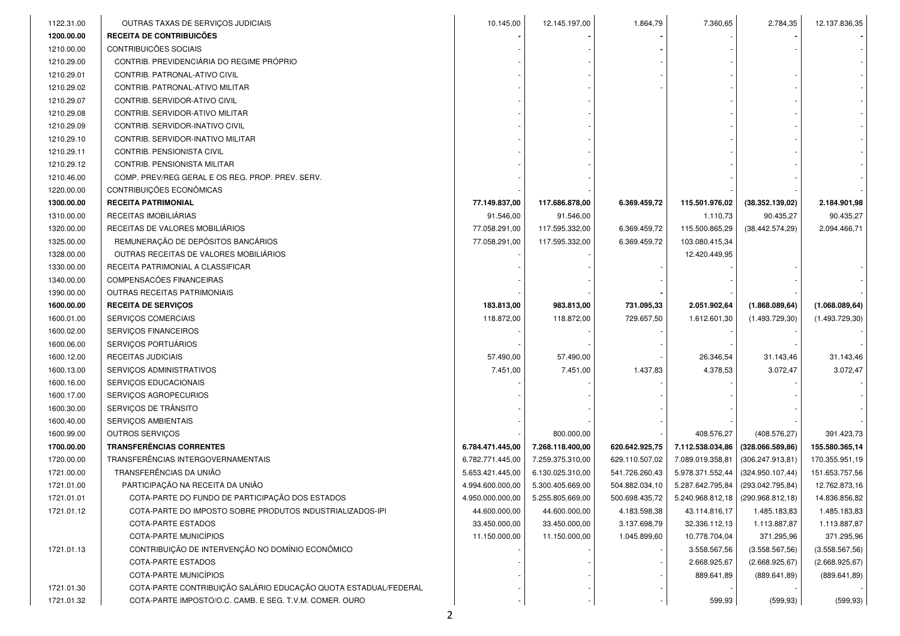| | | | | | | | |
|---|---|---|---|---|---|---|---|
| 1122.31.00 | OUTRAS TAXAS DE SERVIÇOS JUDICIAIS | 10.145,00 | 12.145.197,00 | 1.864,79 | 7.360,65 | 2.784,35 | 12.137.836,35 |
| **1200.00.00** | **RECEITA DE CONTRIBUICÕES** | **-** | **-** | **-** | - | **-** | **-** |
| 1210.00.00 | CONTRIBUICÕES SOCIAIS | - | - | **-** | - | - | - |
| 1210.29.00 | CONTRIB. PREVIDENCIÁRIA DO REGIME PRÓPRIO | - | - | - | - | | - |
| 1210.29.01 | CONTRIB. PATRONAL-ATIVO CIVIL | - | - | - | - | - | - |
| 1210.29.02 | CONTRIB. PATRONAL-ATIVO MILITAR | - | - | - | - | - | - |
| 1210.29.07 | CONTRIB. SERVIDOR-ATIVO CIVIL | - | - | | - | - | - |
| 1210.29.08 | CONTRIB. SERVIDOR-ATIVO MILITAR | - | - | | - | - | - |
| 1210.29.09 | CONTRIB. SERVIDOR-INATIVO CIVIL | - | - | | - | - | - |
| 1210.29.10 | CONTRIB. SERVIDOR-INATIVO MILITAR | - | - | | - | - | - |
| 1210.29.11 | CONTRIB. PENSIONISTA CIVIL | - | - | | - | - | - |
| 1210.29.12 | CONTRIB. PENSIONISTA MILITAR | - | - | | - | - | - |
| 1210.46.00 | COMP. PREV/REG GERAL E OS REG. PROP. PREV. SERV. | - | - | | - | - | - |
| 1220.00.00 | CONTRIBUIÇÕES ECONÔMICAS | - | - | | - | - | - |
| **1300.00.00** | **RECEITA PATRIMONIAL** | **77.149.837,00** | **117.686.878,00** | **6.369.459,72** | **115.501.976,02** | **(38.352.139,02)** | **2.184.901,98** |
| 1310.00.00 | RECEITAS IMOBILIÁRIAS | 91.546,00 | 91.546,00 | | 1.110,73 | 90.435,27 | 90.435,27 |
| 1320.00.00 | RECEITAS DE VALORES MOBILIÁRIOS | 77.058.291,00 | 117.595.332,00 | 6.369.459,72 | 115.500.865,29 | (38.442.574,29) | 2.094.466,71 |
| 1325.00.00 | REMUNERAÇÃO DE DEPÓSITOS BANCÁRIOS | 77.058.291,00 | 117.595.332,00 | 6.369.459,72 | 103.080.415,34 | | |
| 1328.00.00 | OUTRAS RECEITAS DE VALORES MOBILIÁRIOS | - | - | | 12.420.449,95 | | |
| 1330.00.00 | RECEITA PATRIMONIAL A CLASSIFICAR | - | - | - | - | - | - |
| 1340.00.00 | COMPENSACÕES FINANCEIRAS | - | - | - | - | - | - |
| 1390.00.00 | OUTRAS RECEITAS PATRIMONIAIS | - | - | **-** | - | - | - |
| **1600.00.00** | **RECEITA DE SERVIÇOS** | **183.813,00** | **983.813,00** | **731.095,33** | **2.051.902,64** | **(1.868.089,64)** | **(1.068.089,64)** |
| 1600.01.00 | SERVIÇOS COMERCIAIS | 118.872,00 | 118.872,00 | 729.657,50 | 1.612.601,30 | (1.493.729,30) | (1.493.729,30) |
| 1600.02.00 | SERVIÇOS FINANCEIROS | - | - | - | - | - | - |
| 1600.06.00 | SERVIÇOS PORTUÁRIOS | - | - | - | - | - | - |
| 1600.12.00 | RECEITAS JUDICIAIS | 57.490,00 | 57.490,00 | - | 26.346,54 | 31.143,46 | 31.143,46 |
| 1600.13.00 | SERVIÇOS ADMINISTRATIVOS | 7.451,00 | 7.451,00 | 1.437,83 | 4.378,53 | 3.072,47 | 3.072,47 |
| 1600.16.00 | SERVIÇOS EDUCACIONAIS | - | - | - | - | - | - |
| 1600.17.00 | SERVIÇOS AGROPECURIOS | - | - | - | - | - | - |
| 1600.30.00 | SERVIÇOS DE TRÂNSITO | - | - | - | - | - | - |
| 1600.40.00 | SERVIÇOS AMBIENTAIS | - | - | - | - | - | - |
| 1600.99.00 | OUTROS SERVIÇOS | - | 800.000,00 | - | 408.576,27 | (408.576,27) | 391.423,73 |
| **1700.00.00** | **TRANSFERÊNCIAS CORRENTES** | **6.784.471.445,00** | **7.268.118.400,00** | **620.642.925,75** | **7.112.538.034,86** | **(328.066.589,86)** | **155.580.365,14** |
| 1720.00.00 | TRANSFERÊNCIAS INTERGOVERNAMENTAIS | 6.782.771.445,00 | 7.259.375.310,00 | 629.110.507,02 | 7.089.019.358,81 | (306.247.913,81) | 170.355.951,19 |
| 1721.00.00 | TRANSFERÊNCIAS DA UNIÃO | 5.653.421.445,00 | 6.130.025.310,00 | 541.726.260,43 | 5.978.371.552,44 | (324.950.107,44) | 151.653.757,56 |
| 1721.01.00 | PARTICIPAÇÃO NA RECEITA DA UNIÃO | 4.994.600.000,00 | 5.300.405.669,00 | 504.882.034,10 | 5.287.642.795,84 | (293.042.795,84) | 12.762.873,16 |
| 1721.01.01 | COTA-PARTE DO FUNDO DE PARTICIPAÇÃO DOS ESTADOS | 4.950.000.000,00 | 5.255.805.669,00 | 500.698.435,72 | 5.240.968.812,18 | (290.968.812,18) | 14.836.856,82 |
| 1721.01.12 | COTA-PARTE DO IMPOSTO SOBRE PRODUTOS INDUSTRIALIZADOS-IPI | 44.600.000,00 | 44.600.000,00 | 4.183.598,38 | 43.114.816,17 | 1.485.183,83 | 1.485.183,83 |
| | COTA-PARTE ESTADOS | 33.450.000,00 | 33.450.000,00 | 3.137.698,79 | 32.336.112,13 | 1.113.887,87 | 1.113.887,87 |
| | COTA-PARTE MUNICÍPIOS | 11.150.000,00 | 11.150.000,00 | 1.045.899,60 | 10.778.704,04 | 371.295,96 | 371.295,96 |
| 1721.01.13 | CONTRIBUIÇÃO DE INTERVENÇÃO NO DOMÍNIO ECONÔMICO | - | - | - | 3.558.567,56 | (3.558.567,56) | (3.558.567,56) |
| | COTA-PARTE ESTADOS | - | - | - | 2.668.925,67 | (2.668.925,67) | (2.668.925,67) |
| | COTA-PARTE MUNICÍPIOS | - | - | - | 889.641,89 | (889.641,89) | (889.641,89) |
| 1721.01.30 | COTA-PARTE CONTRIBUIÇÃO SALÁRIO EDUCAÇÃO QUOTA ESTADUAL/FEDERAL | - | - | - | - | - | - |
| 1721.01.32 | COTA-PARTE IMPOSTO/O.C. CAMB. E SEG. T.V.M. COMER. OURO | - | - | - | 599,93 | (599,93) | (599,93) |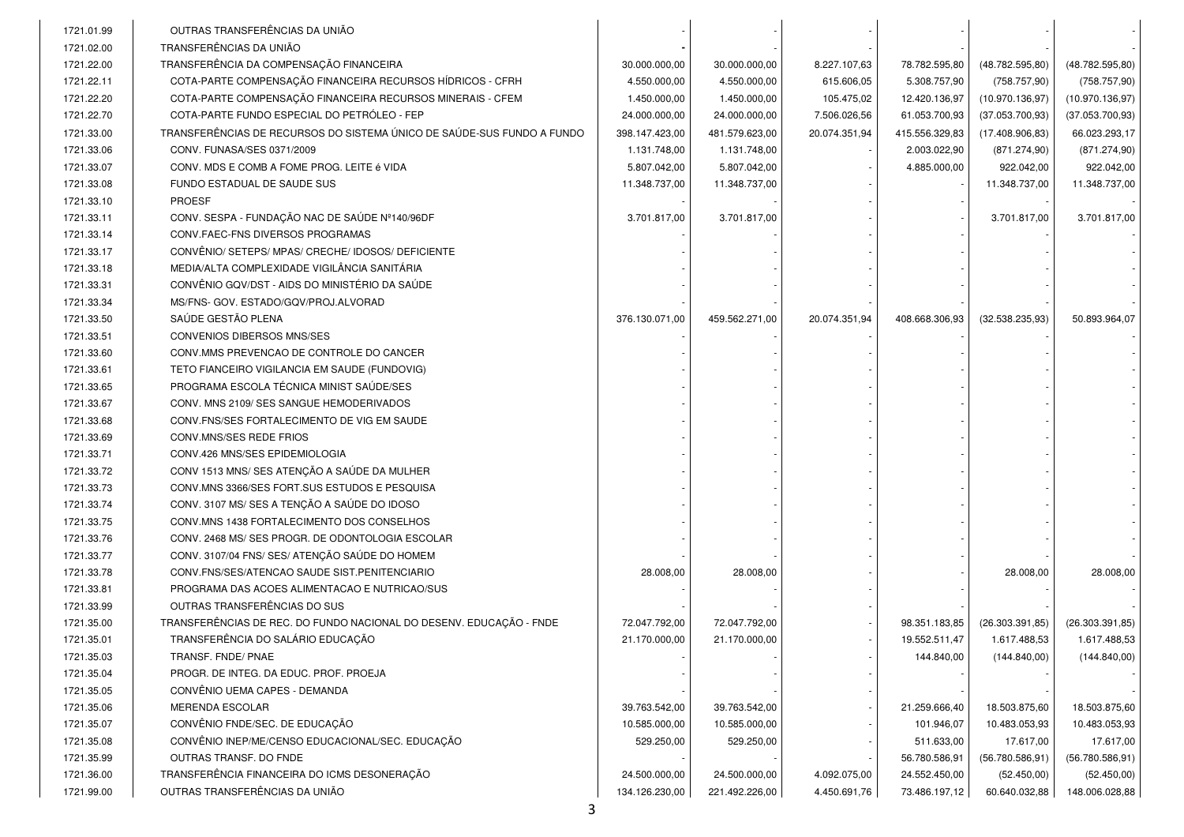| | | | | | | | |
|---|---|---|---|---|---|---|---|
| 1721.01.99 | OUTRAS TRANSFERÊNCIAS DA UNIÃO | - | - | - | - | - | - |
| 1721.02.00 | TRANSFERÊNCIAS DA UNIÃO | - | - | - | - | - | - |
| 1721.22.00 | TRANSFERÊNCIA DA COMPENSAÇÃO FINANCEIRA | 30.000.000,00 | 30.000.000,00 | 8.227.107,63 | 78.782.595,80 | (48.782.595,80) | (48.782.595,80) |
| 1721.22.11 | COTA-PARTE COMPENSAÇÃO FINANCEIRA RECURSOS HÍDRICOS - CFRH | 4.550.000,00 | 4.550.000,00 | 615.606,05 | 5.308.757,90 | (758.757,90) | (758.757,90) |
| 1721.22.20 | COTA-PARTE COMPENSAÇÃO FINANCEIRA RECURSOS MINERAIS - CFEM | 1.450.000,00 | 1.450.000,00 | 105.475,02 | 12.420.136,97 | (10.970.136,97) | (10.970.136,97) |
| 1721.22.70 | COTA-PARTE FUNDO ESPECIAL DO PETRÓLEO - FEP | 24.000.000,00 | 24.000.000,00 | 7.506.026,56 | 61.053.700,93 | (37.053.700,93) | (37.053.700,93) |
| 1721.33.00 | TRANSFERÊNCIAS DE RECURSOS DO SISTEMA ÚNICO DE SAÚDE-SUS FUNDO A FUNDO | 398.147.423,00 | 481.579.623,00 | 20.074.351,94 | 415.556.329,83 | (17.408.906,83) | 66.023.293,17 |
| 1721.33.06 | CONV. FUNASA/SES 0371/2009 | 1.131.748,00 | 1.131.748,00 | - | 2.003.022,90 | (871.274,90) | (871.274,90) |
| 1721.33.07 | CONV. MDS E COMB A FOME PROG. LEITE é VIDA | 5.807.042,00 | 5.807.042,00 | - | 4.885.000,00 | 922.042,00 | 922.042,00 |
| 1721.33.08 | FUNDO ESTADUAL DE SAUDE SUS | 11.348.737,00 | 11.348.737,00 | - | - | 11.348.737,00 | 11.348.737,00 |
| 1721.33.10 | PROESF | - | - | - | - | - | - |
| 1721.33.11 | CONV. SESPA - FUNDAÇÃO NAC DE SAÚDE Nº140/96DF | 3.701.817,00 | 3.701.817,00 | - | - | 3.701.817,00 | 3.701.817,00 |
| 1721.33.14 | CONV.FAEC-FNS DIVERSOS PROGRAMAS | - | - | - | - | - | - |
| 1721.33.17 | CONVÊNIO/ SETEPS/ MPAS/ CRECHE/ IDOSOS/ DEFICIENTE | - | - | - | - | - | - |
| 1721.33.18 | MEDIA/ALTA COMPLEXIDADE VIGILÂNCIA SANITÁRIA | - | - | - | - | - | - |
| 1721.33.31 | CONVÊNIO GQV/DST - AIDS DO MINISTÉRIO DA SAÚDE | - | - | - | - | - | - |
| 1721.33.34 | MS/FNS- GOV. ESTADO/GQV/PROJ.ALVORAD | - | - | - | - | - | - |
| 1721.33.50 | SAÚDE GESTÃO PLENA | 376.130.071,00 | 459.562.271,00 | 20.074.351,94 | 408.668.306,93 | (32.538.235,93) | 50.893.964,07 |
| 1721.33.51 | CONVENIOS DIBERSOS MNS/SES | - | - | - | - | - | - |
| 1721.33.60 | CONV.MMS PREVENCAO DE CONTROLE DO CANCER | - | - | - | - | - | - |
| 1721.33.61 | TETO FIANCEIRO VIGILANCIA EM SAUDE (FUNDOVIG) | - | - | - | - | - | - |
| 1721.33.65 | PROGRAMA ESCOLA TÉCNICA MINIST SAÚDE/SES | - | - | - | - | - | - |
| 1721.33.67 | CONV. MNS 2109/ SES SANGUE HEMODERIVADOS | - | - | - | - | - | - |
| 1721.33.68 | CONV.FNS/SES FORTALECIMENTO DE VIG EM SAUDE | - | - | - | - | - | - |
| 1721.33.69 | CONV.MNS/SES REDE FRIOS | - | - | - | - | - | - |
| 1721.33.71 | CONV.426 MNS/SES EPIDEMIOLOGIA | - | - | - | - | - | - |
| 1721.33.72 | CONV 1513 MNS/ SES ATENÇÃO A SAÚDE DA MULHER | - | - | - | - | - | - |
| 1721.33.73 | CONV.MNS 3366/SES FORT.SUS ESTUDOS E PESQUISA | - | - | - | - | - | - |
| 1721.33.74 | CONV. 3107 MS/ SES A TENÇÃO A SAÚDE DO IDOSO | - | - | - | - | - | - |
| 1721.33.75 | CONV.MNS 1438 FORTALECIMENTO DOS CONSELHOS | - | - | - | - | - | - |
| 1721.33.76 | CONV. 2468 MS/ SES PROGR. DE ODONTOLOGIA ESCOLAR | - | - | - | - | - | - |
| 1721.33.77 | CONV. 3107/04 FNS/ SES/ ATENÇÃO SAÚDE DO HOMEM | - | - | - | - | - | - |
| 1721.33.78 | CONV.FNS/SES/ATENCAO SAUDE SIST.PENITENCIARIO | 28.008,00 | 28.008,00 | - | - | 28.008,00 | 28.008,00 |
| 1721.33.81 | PROGRAMA DAS ACOES ALIMENTACAO E NUTRICAO/SUS | - | - | - | - | - | - |
| 1721.33.99 | OUTRAS TRANSFERÊNCIAS DO SUS | - | - | - | - | - | - |
| 1721.35.00 | TRANSFERÊNCIAS DE REC. DO FUNDO NACIONAL DO DESENV. EDUCAÇÃO - FNDE | 72.047.792,00 | 72.047.792,00 | - | 98.351.183,85 | (26.303.391,85) | (26.303.391,85) |
| 1721.35.01 | TRANSFERÊNCIA DO SALÁRIO EDUCAÇÃO | 21.170.000,00 | 21.170.000,00 | - | 19.552.511,47 | 1.617.488,53 | 1.617.488,53 |
| 1721.35.03 | TRANSF. FNDE/ PNAE | - | - | - | 144.840,00 | (144.840,00) | (144.840,00) |
| 1721.35.04 | PROGR. DE INTEG. DA EDUC. PROF. PROEJA | - | - | - | - | - | - |
| 1721.35.05 | CONVÊNIO UEMA CAPES - DEMANDA | - | - | - | - | - | - |
| 1721.35.06 | MERENDA ESCOLAR | 39.763.542,00 | 39.763.542,00 | - | 21.259.666,40 | 18.503.875,60 | 18.503.875,60 |
| 1721.35.07 | CONVÊNIO FNDE/SEC. DE EDUCAÇÃO | 10.585.000,00 | 10.585.000,00 | - | 101.946,07 | 10.483.053,93 | 10.483.053,93 |
| 1721.35.08 | CONVÊNIO INEP/ME/CENSO EDUCACIONAL/SEC. EDUCAÇÃO | 529.250,00 | 529.250,00 | - | 511.633,00 | 17.617,00 | 17.617,00 |
| 1721.35.99 | OUTRAS TRANSF. DO FNDE | - | - | - | 56.780.586,91 | (56.780.586,91) | (56.780.586,91) |
| 1721.36.00 | TRANSFERÊNCIA FINANCEIRA DO ICMS DESONERAÇÃO | 24.500.000,00 | 24.500.000,00 | 4.092.075,00 | 24.552.450,00 | (52.450,00) | (52.450,00) |
| 1721.99.00 | OUTRAS TRANSFERÊNCIAS DA UNIÃO | 134.126.230,00 | 221.492.226,00 | 4.450.691,76 | 73.486.197,12 | 60.640.032,88 | 148.006.028,88 |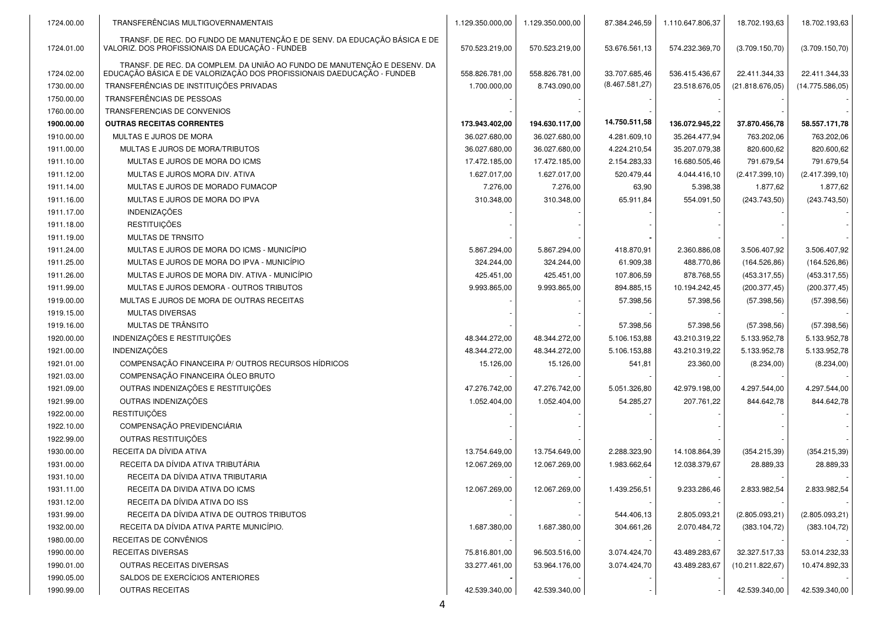| | | | | | | | |
|---|---|---|---|---|---|---|---|
| 1724.00.00 | TRANSFERÊNCIAS MULTIGOVERNAMENTAIS | 1.129.350.000,00 | 1.129.350.000,00 | 87.384.246,59 | 1.110.647.806,37 | 18.702.193,63 | 18.702.193,63 |
| 1724.01.00 | TRANSF. DE REC. DO FUNDO DE MANUTENÇÃO E DE SENV. DA EDUCAÇÃO BÁSICA E DE VALORIZ. DOS PROFISSIONAIS DA EDUCAÇÃO - FUNDEB | 570.523.219,00 | 570.523.219,00 | 53.676.561,13 | 574.232.369,70 | (3.709.150,70) | (3.709.150,70) |
| 1724.02.00 | TRANSF. DE REC. DA COMPLEM. DA UNIÃO AO FUNDO DE MANUTENÇÃO E DESENV. DA EDUCAÇÃO BÁSICA E DE VALORIZAÇÃO DOS PROFISSIONAIS DAEDUCAÇÃO - FUNDEB | 558.826.781,00 | 558.826.781,00 | 33.707.685,46 | 536.415.436,67 | 22.411.344,33 | 22.411.344,33 |
| 1730.00.00 | TRANSFERÊNCIAS DE INSTITUIÇÕES PRIVADAS | 1.700.000,00 | 8.743.090,00 | (8.467.581,27) | 23.518.676,05 | (21.818.676,05) | (14.775.586,05) |
| 1750.00.00 | TRANSFERÊNCIAS DE PESSOAS | | - | | | - | - |
| 1760.00.00 | TRANSFERENCIAS DE CONVENIOS | - | - | - | - | - | - |
| **1900.00.00** | **OUTRAS RECEITAS CORRENTES** | **173.943.402,00** | **194.630.117,00** | **14.750.511,58** | **136.072.945,22** | **37.870.456,78** | **58.557.171,78** |
| 1910.00.00 | MULTAS E JUROS DE MORA | 36.027.680,00 | 36.027.680,00 | 4.281.609,10 | 35.264.477,94 | 763.202,06 | 763.202,06 |
| 1911.00.00 | MULTAS E JUROS DE MORA/TRIBUTOS | 36.027.680,00 | 36.027.680,00 | 4.224.210,54 | 35.207.079,38 | 820.600,62 | 820.600,62 |
| 1911.10.00 | MULTAS E JUROS DE MORA DO ICMS | 17.472.185,00 | 17.472.185,00 | 2.154.283,33 | 16.680.505,46 | 791.679,54 | 791.679,54 |
| 1911.12.00 | MULTAS E JUROS MORA DIV. ATIVA | 1.627.017,00 | 1.627.017,00 | 520.479,44 | 4.044.416,10 | (2.417.399,10) | (2.417.399,10) |
| 1911.14.00 | MULTAS E JUROS DE MORADO FUMACOP | 7.276,00 | 7.276,00 | 63,90 | 5.398,38 | 1.877,62 | 1.877,62 |
| 1911.16.00 | MULTAS E JUROS DE MORA DO IPVA | 310.348,00 | 310.348,00 | 65.911,84 | 554.091,50 | (243.743,50) | (243.743,50) |
| 1911.17.00 | INDENIZAÇÕES | - | - | - | - | - | - |
| 1911.18.00 | RESTITUIÇÕES | - | - | - | - | - | - |
| 1911.19.00 | MULTAS DE TRNSITO | - | - | - | - | - | - |
| 1911.24.00 | MULTAS E JUROS DE MORA DO ICMS - MUNICÍPIO | 5.867.294,00 | 5.867.294,00 | 418.870,91 | 2.360.886,08 | 3.506.407,92 | 3.506.407,92 |
| 1911.25.00 | MULTAS E JUROS DE MORA DO IPVA - MUNICÍPIO | 324.244,00 | 324.244,00 | 61.909,38 | 488.770,86 | (164.526,86) | (164.526,86) |
| 1911.26.00 | MULTAS E JUROS DE MORA DIV. ATIVA - MUNICÍPIO | 425.451,00 | 425.451,00 | 107.806,59 | 878.768,55 | (453.317,55) | (453.317,55) |
| 1911.99.00 | MULTAS E JUROS DEMORA - OUTROS TRIBUTOS | 9.993.865,00 | 9.993.865,00 | 894.885,15 | 10.194.242,45 | (200.377,45) | (200.377,45) |
| 1919.00.00 | MULTAS E JUROS DE MORA DE OUTRAS RECEITAS | - | - | 57.398,56 | 57.398,56 | (57.398,56) | (57.398,56) |
| 1919.15.00 | MULTAS DIVERSAS | - | - | - | - | - | - |
| 1919.16.00 | MULTAS DE TRÂNSITO | - | - | 57.398,56 | 57.398,56 | (57.398,56) | (57.398,56) |
| 1920.00.00 | INDENIZAÇÕES E RESTITUIÇÕES | 48.344.272,00 | 48.344.272,00 | 5.106.153,88 | 43.210.319,22 | 5.133.952,78 | 5.133.952,78 |
| 1921.00.00 | INDENIZAÇÕES | 48.344.272,00 | 48.344.272,00 | 5.106.153,88 | 43.210.319,22 | 5.133.952,78 | 5.133.952,78 |
| 1921.01.00 | COMPENSAÇÃO FINANCEIRA P/ OUTROS RECURSOS HÍDRICOS | 15.126,00 | 15.126,00 | 541,81 | 23.360,00 | (8.234,00) | (8.234,00) |
| 1921.03.00 | COMPENSAÇÃO FINANCEIRA ÓLEO BRUTO | - | - | - | - | - | - |
| 1921.09.00 | OUTRAS INDENIZAÇÕES E RESTITUIÇÕES | 47.276.742,00 | 47.276.742,00 | 5.051.326,80 | 42.979.198,00 | 4.297.544,00 | 4.297.544,00 |
| 1921.99.00 | OUTRAS INDENIZAÇÕES | 1.052.404,00 | 1.052.404,00 | 54.285,27 | 207.761,22 | 844.642,78 | 844.642,78 |
| 1922.00.00 | RESTITUIÇÕES | - | - | - | - | - | - |
| 1922.10.00 | COMPENSAÇÃO PREVIDENCIÁRIA | - | - | | - | - | - |
| 1922.99.00 | OUTRAS RESTITUIÇÕES | - | - | - | - | - | - |
| 1930.00.00 | RECEITA DA DÍVIDA ATIVA | 13.754.649,00 | 13.754.649,00 | 2.288.323,90 | 14.108.864,39 | (354.215,39) | (354.215,39) |
| 1931.00.00 | RECEITA DA DÍVIDA ATIVA TRIBUTÁRIA | 12.067.269,00 | 12.067.269,00 | 1.983.662,64 | 12.038.379,67 | 28.889,33 | 28.889,33 |
| 1931.10.00 | RECEITA DA DÍVIDA ATIVA TRIBUTARIA | - | - | - | - | - | - |
| 1931.11.00 | RECEITA DA DIVIDA ATIVA DO ICMS | 12.067.269,00 | 12.067.269,00 | 1.439.256,51 | 9.233.286,46 | 2.833.982,54 | 2.833.982,54 |
| 1931.12.00 | RECEITA DA DÍVIDA ATIVA DO ISS | - | - | - | - | - | - |
| 1931.99.00 | RECEITA DA DÍVIDA ATIVA DE OUTROS TRIBUTOS | - | - | 544.406,13 | 2.805.093,21 | (2.805.093,21) | (2.805.093,21) |
| 1932.00.00 | RECEITA DA DÍVIDA ATIVA PARTE MUNICÍPIO. | 1.687.380,00 | 1.687.380,00 | 304.661,26 | 2.070.484,72 | (383.104,72) | (383.104,72) |
| 1980.00.00 | RECEITAS DE CONVÊNIOS | - | - | - | - | - | - |
| 1990.00.00 | RECEITAS DIVERSAS | 75.816.801,00 | 96.503.516,00 | 3.074.424,70 | 43.489.283,67 | 32.327.517,33 | 53.014.232,33 |
| 1990.01.00 | OUTRAS RECEITAS DIVERSAS | 33.277.461,00 | 53.964.176,00 | 3.074.424,70 | 43.489.283,67 | (10.211.822,67) | 10.474.892,33 |
| 1990.05.00 | SALDOS DE EXERCÍCIOS ANTERIORES | - | - | - | - | - | - |
| 1990.99.00 | OUTRAS RECEITAS | 42.539.340,00 | 42.539.340,00 | - | - | 42.539.340,00 | 42.539.340,00 |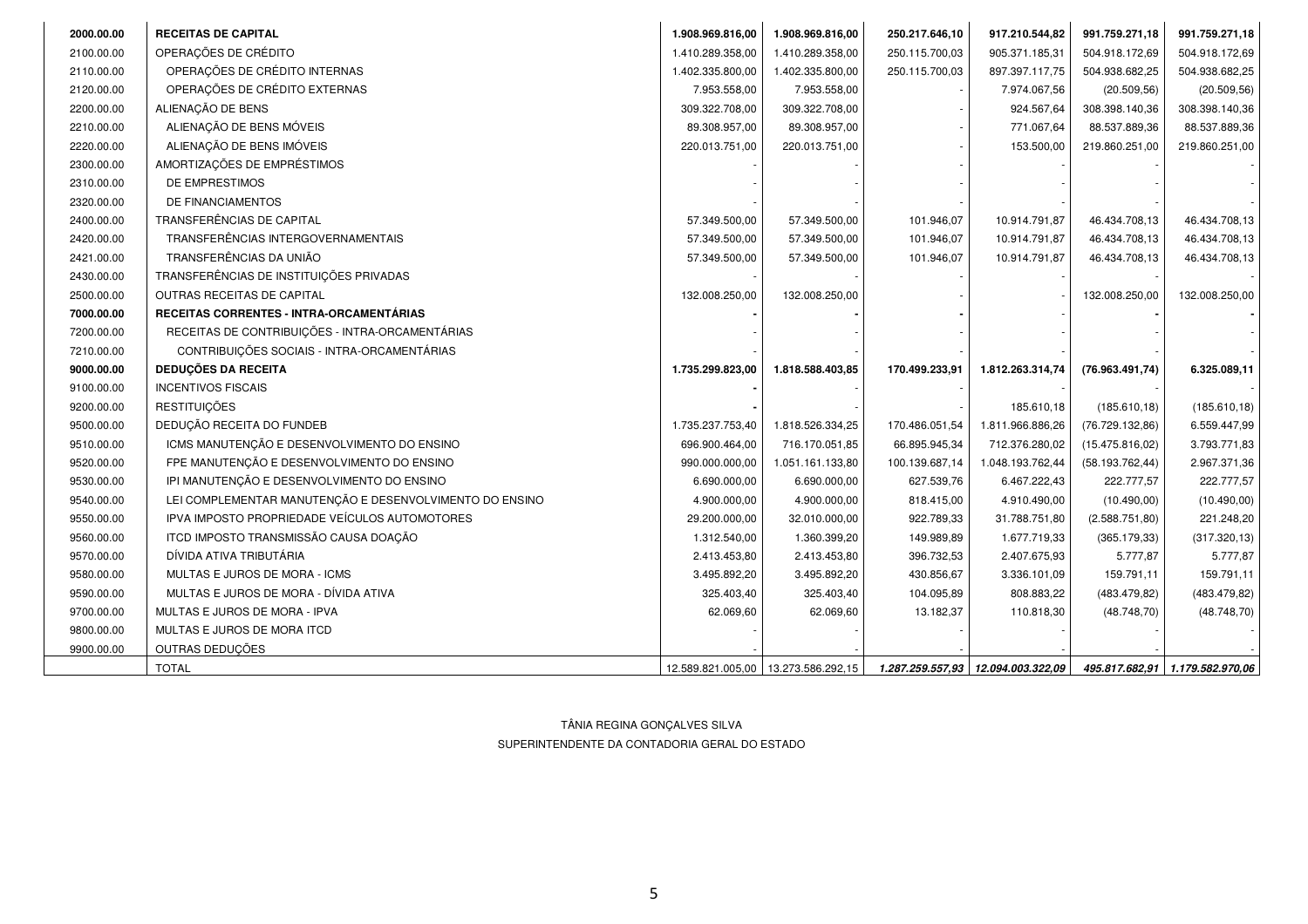| | | | | | | | |
|---|---|---|---|---|---|---|---|
| **2000.00.00** | **RECEITAS DE CAPITAL** | **1.908.969.816,00** | **1.908.969.816,00** | **250.217.646,10** | **917.210.544,82** | **991.759.271,18** | **991.759.271,18** |
| 2100.00.00 | OPERAÇÕES DE CRÉDITO | 1.410.289.358,00 | 1.410.289.358,00 | 250.115.700,03 | 905.371.185,31 | 504.918.172,69 | 504.918.172,69 |
| 2110.00.00 | OPERAÇÕES DE CRÉDITO INTERNAS | 1.402.335.800,00 | 1.402.335.800,00 | 250.115.700,03 | 897.397.117,75 | 504.938.682,25 | 504.938.682,25 |
| 2120.00.00 | OPERAÇÕES DE CRÉDITO EXTERNAS | 7.953.558,00 | 7.953.558,00 | - | 7.974.067,56 | (20.509,56) | (20.509,56) |
| 2200.00.00 | ALIENAÇÃO DE BENS | 309.322.708,00 | 309.322.708,00 | - | 924.567,64 | 308.398.140,36 | 308.398.140,36 |
| 2210.00.00 | ALIENAÇÃO DE BENS MÓVEIS | 89.308.957,00 | 89.308.957,00 | - | 771.067,64 | 88.537.889,36 | 88.537.889,36 |
| 2220.00.00 | ALIENAÇÃO DE BENS IMÓVEIS | 220.013.751,00 | 220.013.751,00 | - | 153.500,00 | 219.860.251,00 | 219.860.251,00 |
| 2300.00.00 | AMORTIZAÇÕES DE EMPRÉSTIMOS | - | - | - | - | - | - |
| 2310.00.00 | DE EMPRESTIMOS | - | - | - | - | - | - |
| 2320.00.00 | DE FINANCIAMENTOS | - | - | - | - | - | - |
| 2400.00.00 | TRANSFERÊNCIAS DE CAPITAL | 57.349.500,00 | 57.349.500,00 | 101.946,07 | 10.914.791,87 | 46.434.708,13 | 46.434.708,13 |
| 2420.00.00 | TRANSFERÊNCIAS INTERGOVERNAMENTAIS | 57.349.500,00 | 57.349.500,00 | 101.946,07 | 10.914.791,87 | 46.434.708,13 | 46.434.708,13 |
| 2421.00.00 | TRANSFERÊNCIAS DA UNIÃO | 57.349.500,00 | 57.349.500,00 | 101.946,07 | 10.914.791,87 | 46.434.708,13 | 46.434.708,13 |
| 2430.00.00 | TRANSFERÊNCIAS DE INSTITUIÇÕES PRIVADAS | - | - | - | - | - | - |
| 2500.00.00 | OUTRAS RECEITAS DE CAPITAL | 132.008.250,00 | 132.008.250,00 | - | - | 132.008.250,00 | 132.008.250,00 |
| **7000.00.00** | **RECEITAS CORRENTES - INTRA-ORCAMENTÁRIAS** | **-** | **-** | **-** | **-** | **-** | **-** |
| 7200.00.00 | RECEITAS DE CONTRIBUIÇÕES - INTRA-ORCAMENTÁRIAS | - | - | - | - | - | - |
| 7210.00.00 | CONTRIBUIÇÕES SOCIAIS - INTRA-ORCAMENTÁRIAS | - | - | - | - | - | - |
| **9000.00.00** | **DEDUÇÕES DA RECEITA** | **1.735.299.823,00** | **1.818.588.403,85** | **170.499.233,91** | **1.812.263.314,74** | **(76.963.491,74)** | **6.325.089,11** |
| 9100.00.00 | INCENTIVOS FISCAIS | **-** | - | - | - | - | - |
| 9200.00.00 | RESTITUIÇÕES | **-** | - | - | 185.610,18 | (185.610,18) | (185.610,18) |
| 9500.00.00 | DEDUÇÃO RECEITA DO FUNDEB | 1.735.237.753,40 | 1.818.526.334,25 | 170.486.051,54 | 1.811.966.886,26 | (76.729.132,86) | 6.559.447,99 |
| 9510.00.00 | ICMS MANUTENÇÃO E DESENVOLVIMENTO DO ENSINO | 696.900.464,00 | 716.170.051,85 | 66.895.945,34 | 712.376.280,02 | (15.475.816,02) | 3.793.771,83 |
| 9520.00.00 | FPE MANUTENÇÃO E DESENVOLVIMENTO DO ENSINO | 990.000.000,00 | 1.051.161.133,80 | 100.139.687,14 | 1.048.193.762,44 | (58.193.762,44) | 2.967.371,36 |
| 9530.00.00 | IPI MANUTENÇÃO E DESENVOLVIMENTO DO ENSINO | 6.690.000,00 | 6.690.000,00 | 627.539,76 | 6.467.222,43 | 222.777,57 | 222.777,57 |
| 9540.00.00 | LEI COMPLEMENTAR MANUTENÇÃO E DESENVOLVIMENTO DO ENSINO | 4.900.000,00 | 4.900.000,00 | 818.415,00 | 4.910.490,00 | (10.490,00) | (10.490,00) |
| 9550.00.00 | IPVA IMPOSTO PROPRIEDADE VEÍCULOS AUTOMOTORES | 29.200.000,00 | 32.010.000,00 | 922.789,33 | 31.788.751,80 | (2.588.751,80) | 221.248,20 |
| 9560.00.00 | ITCD IMPOSTO TRANSMISSÃO CAUSA DOAÇÃO | 1.312.540,00 | 1.360.399,20 | 149.989,89 | 1.677.719,33 | (365.179,33) | (317.320,13) |
| 9570.00.00 | DÍVIDA ATIVA TRIBUTÁRIA | 2.413.453,80 | 2.413.453,80 | 396.732,53 | 2.407.675,93 | 5.777,87 | 5.777,87 |
| 9580.00.00 | MULTAS E JUROS DE MORA - ICMS | 3.495.892,20 | 3.495.892,20 | 430.856,67 | 3.336.101,09 | 159.791,11 | 159.791,11 |
| 9590.00.00 | MULTAS E JUROS DE MORA - DÍVIDA ATIVA | 325.403,40 | 325.403,40 | 104.095,89 | 808.883,22 | (483.479,82) | (483.479,82) |
| 9700.00.00 | MULTAS E JUROS DE MORA - IPVA | 62.069,60 | 62.069,60 | 13.182,37 | 110.818,30 | (48.748,70) | (48.748,70) |
| 9800.00.00 | MULTAS E JUROS DE MORA ITCD | - | - | - | - | - | - |
| 9900.00.00 | OUTRAS DEDUÇÕES | - | - | - | - | - | - |
| | TOTAL | 12.589.821.005,00 | 13.273.586.292,15 | *1.287.259.557,93* | *12.094.003.322,09* | *495.817.682,91* | *1.179.582.970,06* |

TÂNIA REGINA GONÇALVES SILVA

SUPERINTENDENTE DA CONTADORIA GERAL DO ESTADO